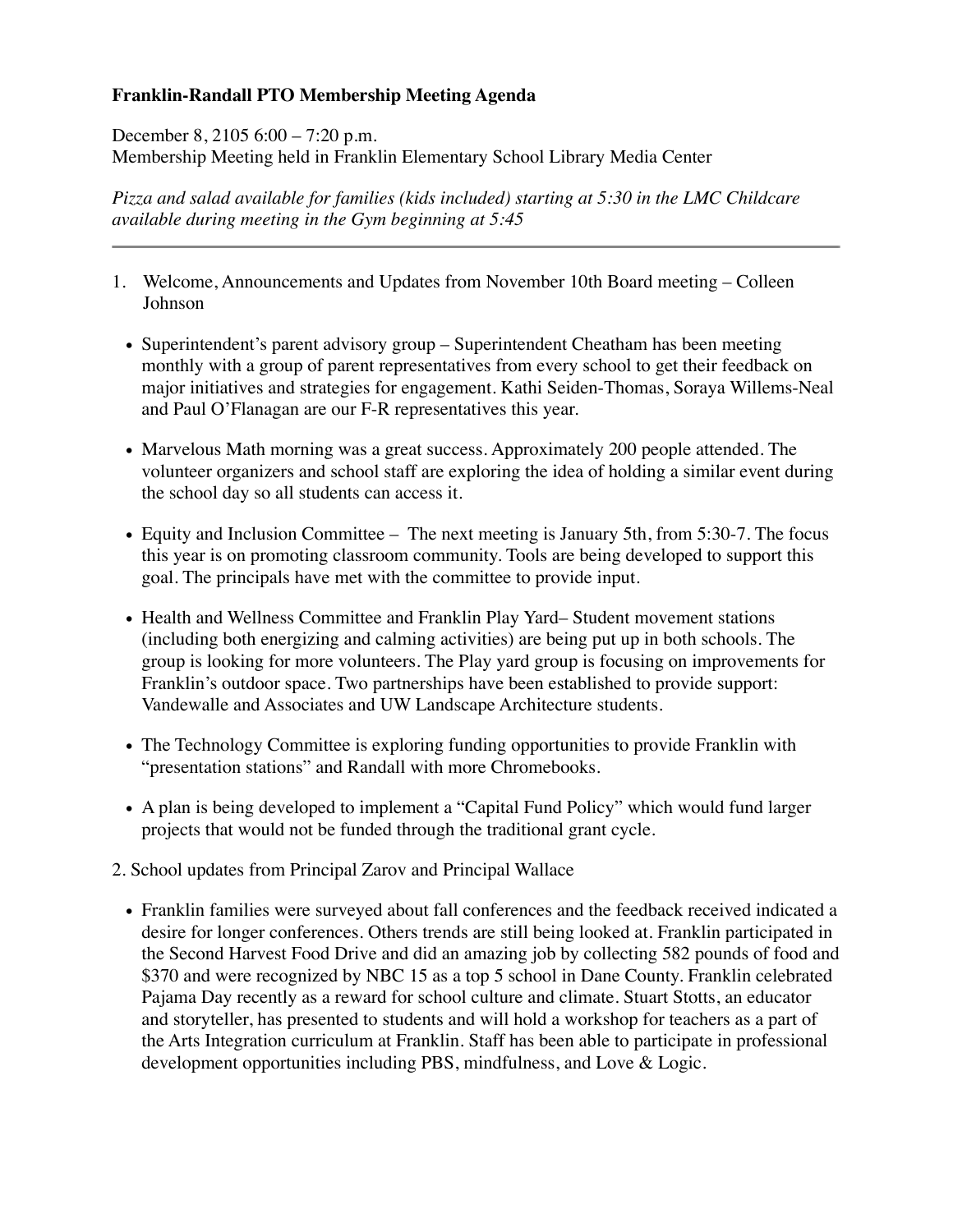**Franklin-Randall PTO Membership Meeting Agenda**

December 8, 2105 6:00 – 7:20 p.m.
Membership Meeting held in Franklin Elementary School Library Media Center

*Pizza and salad available for families (kids included) starting at 5:30 in the LMC Childcare available during meeting in the Gym beginning at 5:45*

---

1. Welcome, Announcements and Updates from November 10th Board meeting – Colleen Johnson

   - Superintendent's parent advisory group – Superintendent Cheatham has been meeting monthly with a group of parent representatives from every school to get their feedback on major initiatives and strategies for engagement. Kathi Seiden-Thomas, Soraya Willems-Neal and Paul O'Flanagan are our F-R representatives this year.

   - Marvelous Math morning was a great success. Approximately 200 people attended. The volunteer organizers and school staff are exploring the idea of holding a similar event during the school day so all students can access it.

   - Equity and Inclusion Committee – The next meeting is January 5th, from 5:30-7. The focus this year is on promoting classroom community. Tools are being developed to support this goal. The principals have met with the committee to provide input.

   - Health and Wellness Committee and Franklin Play Yard– Student movement stations (including both energizing and calming activities) are being put up in both schools. The group is looking for more volunteers. The Play yard group is focusing on improvements for Franklin's outdoor space. Two partnerships have been established to provide support: Vandewalle and Associates and UW Landscape Architecture students.

   - The Technology Committee is exploring funding opportunities to provide Franklin with "presentation stations" and Randall with more Chromebooks.

   - A plan is being developed to implement a "Capital Fund Policy" which would fund larger projects that would not be funded through the traditional grant cycle.

2. School updates from Principal Zarov and Principal Wallace

   - Franklin families were surveyed about fall conferences and the feedback received indicated a desire for longer conferences. Others trends are still being looked at. Franklin participated in the Second Harvest Food Drive and did an amazing job by collecting 582 pounds of food and $370 and were recognized by NBC 15 as a top 5 school in Dane County. Franklin celebrated Pajama Day recently as a reward for school culture and climate. Stuart Stotts, an educator and storyteller, has presented to students and will hold a workshop for teachers as a part of the Arts Integration curriculum at Franklin. Staff has been able to participate in professional development opportunities including PBS, mindfulness, and Love & Logic.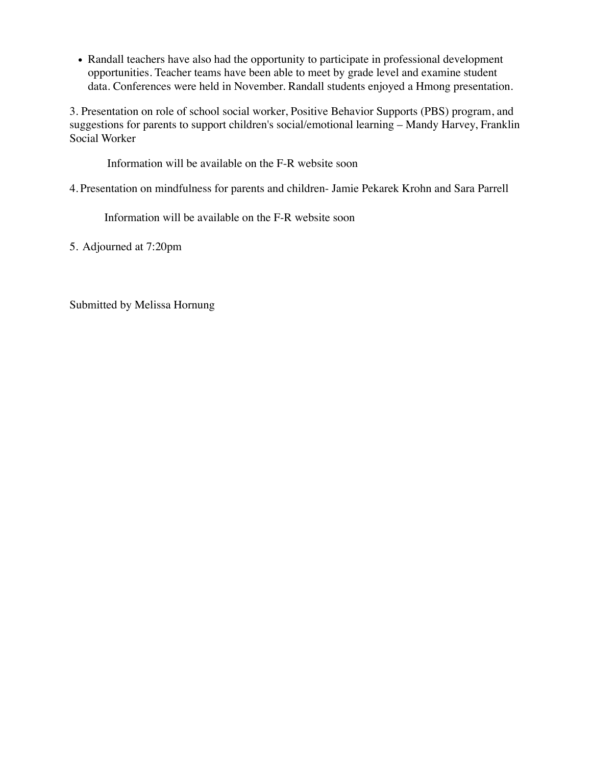- Randall teachers have also had the opportunity to participate in professional development opportunities. Teacher teams have been able to meet by grade level and examine student data. Conferences were held in November. Randall students enjoyed a Hmong presentation.

3. Presentation on role of school social worker, Positive Behavior Supports (PBS) program, and suggestions for parents to support children's social/emotional learning – Mandy Harvey, Franklin Social Worker

   Information will be available on the F-R website soon

4. Presentation on mindfulness for parents and children- Jamie Pekarek Krohn and Sara Parrell

   Information will be available on the F-R website soon

5. Adjourned at 7:20pm

Submitted by Melissa Hornung